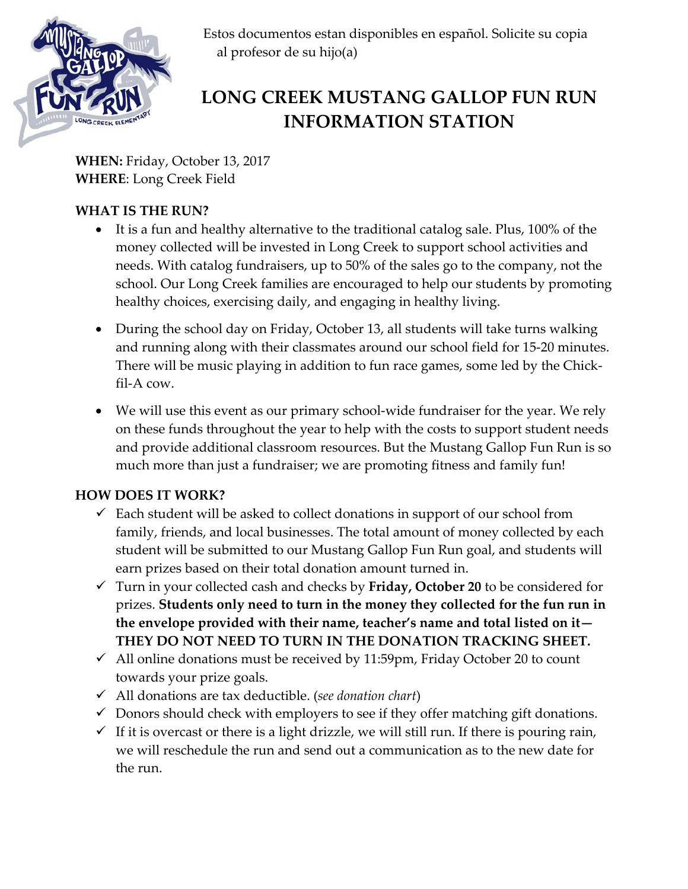Estos documentos estan disponibles en español. Solicite su copia al profesor de su hijo(a)

# LONG CREEK MUSTANG GALLOP FUN RUN INFORMATION STATION

**WHEN:** Friday, October 13, 2017
**WHERE**: Long Creek Field

**WHAT IS THE RUN?**

- It is a fun and healthy alternative to the traditional catalog sale. Plus, 100% of the money collected will be invested in Long Creek to support school activities and needs. With catalog fundraisers, up to 50% of the sales go to the company, not the school. Our Long Creek families are encouraged to help our students by promoting healthy choices, exercising daily, and engaging in healthy living.
- During the school day on Friday, October 13, all students will take turns walking and running along with their classmates around our school field for 15-20 minutes. There will be music playing in addition to fun race games, some led by the Chick-fil-A cow.
- We will use this event as our primary school-wide fundraiser for the year. We rely on these funds throughout the year to help with the costs to support student needs and provide additional classroom resources. But the Mustang Gallop Fun Run is so much more than just a fundraiser; we are promoting fitness and family fun!

**HOW DOES IT WORK?**

- ✓ Each student will be asked to collect donations in support of our school from family, friends, and local businesses. The total amount of money collected by each student will be submitted to our Mustang Gallop Fun Run goal, and students will earn prizes based on their total donation amount turned in.
- ✓ Turn in your collected cash and checks by **Friday, October 20** to be considered for prizes. **Students only need to turn in the money they collected for the fun run in the envelope provided with their name, teacher's name and total listed on it—THEY DO NOT NEED TO TURN IN THE DONATION TRACKING SHEET.**
- ✓ All online donations must be received by 11:59pm, Friday October 20 to count towards your prize goals.
- ✓ All donations are tax deductible. (*see donation chart*)
- ✓ Donors should check with employers to see if they offer matching gift donations.
- ✓ If it is overcast or there is a light drizzle, we will still run. If there is pouring rain, we will reschedule the run and send out a communication as to the new date for the run.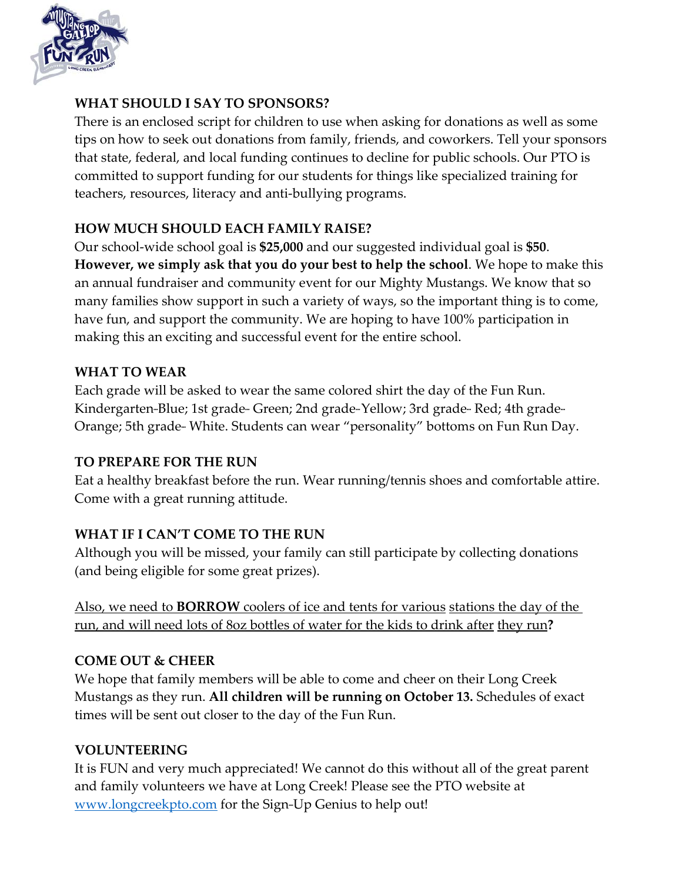## WHAT SHOULD I SAY TO SPONSORS?

There is an enclosed script for children to use when asking for donations as well as some tips on how to seek out donations from family, friends, and coworkers. Tell your sponsors that state, federal, and local funding continues to decline for public schools. Our PTO is committed to support funding for our students for things like specialized training for teachers, resources, literacy and anti-bullying programs.

## HOW MUCH SHOULD EACH FAMILY RAISE?

Our school-wide school goal is **$25,000** and our suggested individual goal is **$50**. **However, we simply ask that you do your best to help the school**. We hope to make this an annual fundraiser and community event for our Mighty Mustangs. We know that so many families show support in such a variety of ways, so the important thing is to come, have fun, and support the community. We are hoping to have 100% participation in making this an exciting and successful event for the entire school.

## WHAT TO WEAR

Each grade will be asked to wear the same colored shirt the day of the Fun Run. Kindergarten-Blue; 1st grade- Green; 2nd grade-Yellow; 3rd grade- Red; 4th grade- Orange; 5th grade- White. Students can wear "personality" bottoms on Fun Run Day.

## TO PREPARE FOR THE RUN

Eat a healthy breakfast before the run. Wear running/tennis shoes and comfortable attire. Come with a great running attitude.

## WHAT IF I CAN'T COME TO THE RUN

Although you will be missed, your family can still participate by collecting donations (and being eligible for some great prizes).

Also, we need to **BORROW** coolers of ice and tents for various stations the day of the run, and will need lots of 8oz bottles of water for the kids to drink after they run**?**

## COME OUT & CHEER

We hope that family members will be able to come and cheer on their Long Creek Mustangs as they run. **All children will be running on October 13.** Schedules of exact times will be sent out closer to the day of the Fun Run.

## VOLUNTEERING

It is FUN and very much appreciated! We cannot do this without all of the great parent and family volunteers we have at Long Creek! Please see the PTO website at [www.longcreekpto.com](http://www.longcreekpto.com) for the Sign-Up Genius to help out!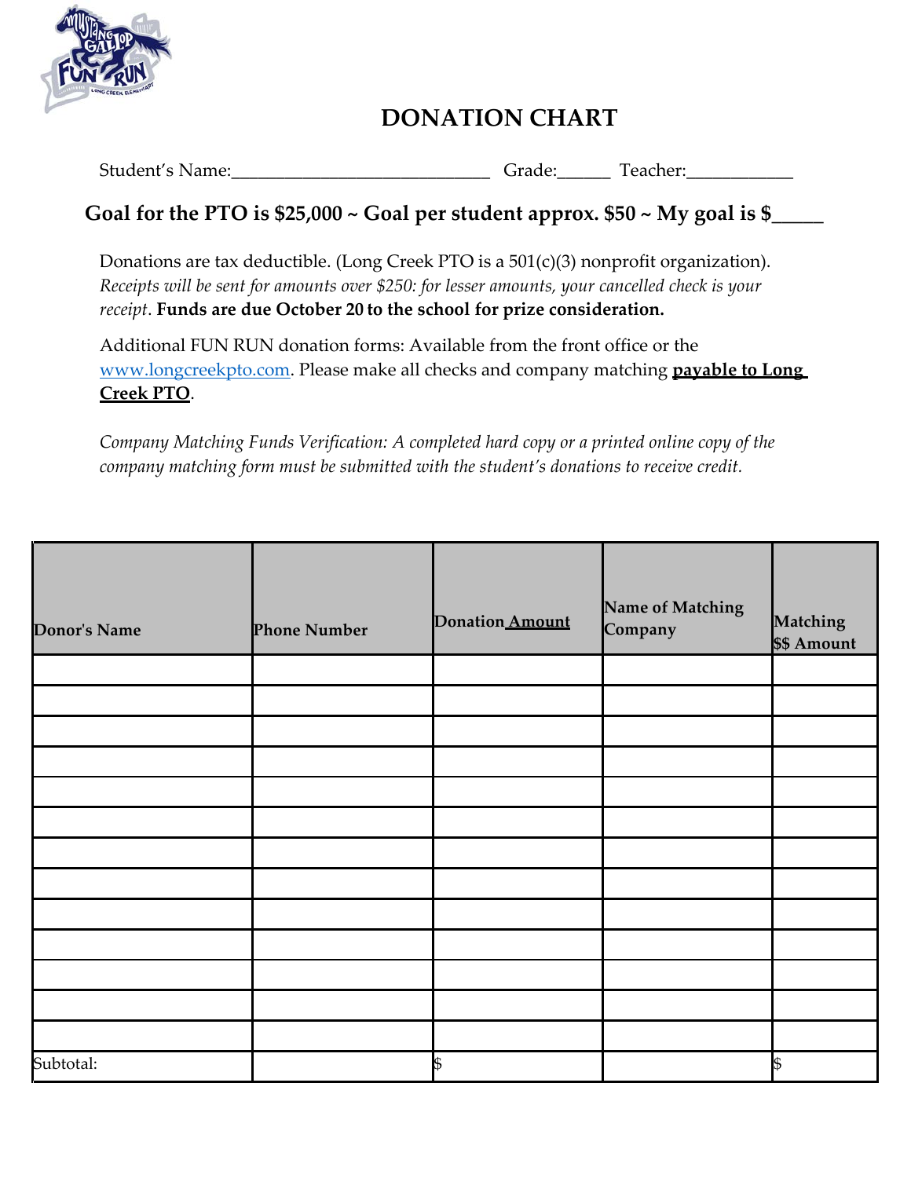# DONATION CHART

Student's Name:____________________________ Grade:______ Teacher:____________

**Goal for the PTO is $25,000 ~ Goal per student approx. $50 ~ My goal is $_____**

Donations are tax deductible. (Long Creek PTO is a 501(c)(3) nonprofit organization). *Receipts will be sent for amounts over $250: for lesser amounts, your cancelled check is your receipt*. **Funds are due October 20 to the school for prize consideration.**

Additional FUN RUN donation forms: Available from the front office or the www.longcreekpto.com. Please make all checks and company matching **payable to Long Creek PTO**.

*Company Matching Funds Verification: A completed hard copy or a printed online copy of the company matching form must be submitted with the student's donations to receive credit.*

| Donor's Name | Phone Number | Donation Amount | Name of Matching Company | Matching $$ Amount |
|---|---|---|---|---|
| | | | | |
| | | | | |
| | | | | |
| | | | | |
| | | | | |
| | | | | |
| | | | | |
| | | | | |
| | | | | |
| | | | | |
| | | | | |
| | | | | |
| | | | | |
| Subtotal: | | $ | | $ |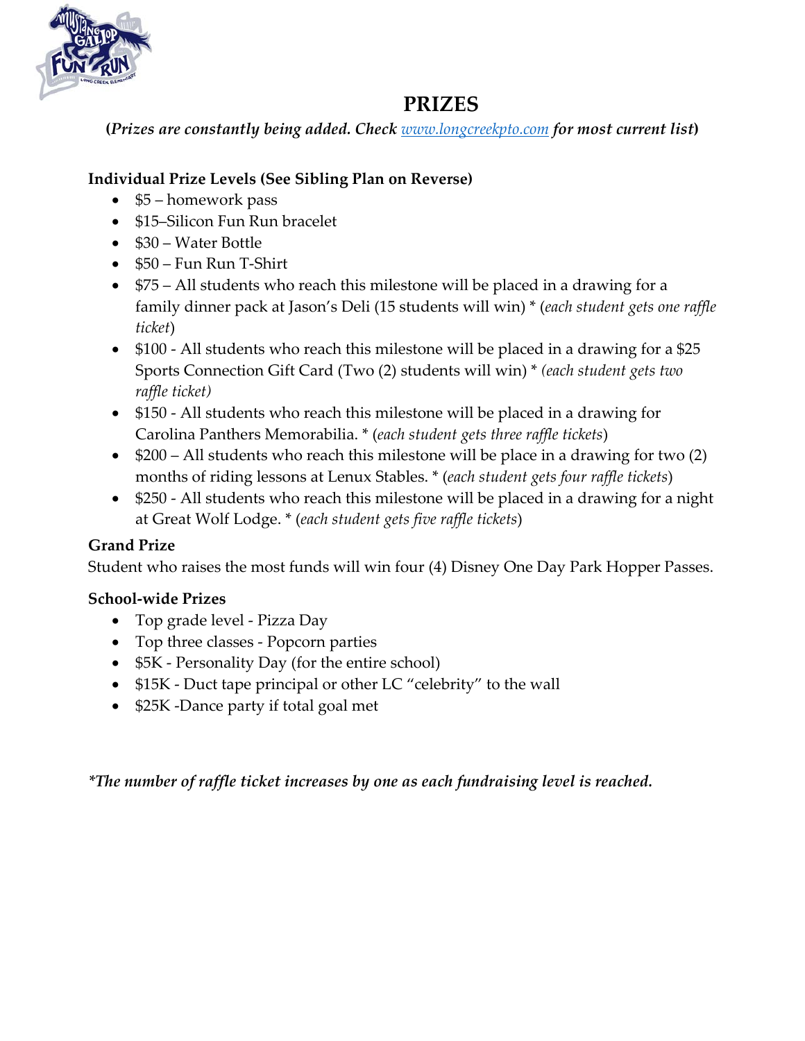# PRIZES

**(*Prizes are constantly being added. Check [www.longcreekpto.com](http://www.longcreekpto.com) for most current list*)**

**Individual Prize Levels (See Sibling Plan on Reverse)**

- $5 – homework pass
- $15–Silicon Fun Run bracelet
- $30 – Water Bottle
- $50 – Fun Run T-Shirt
- $75 – All students who reach this milestone will be placed in a drawing for a family dinner pack at Jason's Deli (15 students will win) * (*each student gets one raffle ticket*)
- $100 - All students who reach this milestone will be placed in a drawing for a $25 Sports Connection Gift Card (Two (2) students will win) * *(each student gets two raffle ticket)*
- $150 - All students who reach this milestone will be placed in a drawing for Carolina Panthers Memorabilia. * (*each student gets three raffle tickets*)
- $200 – All students who reach this milestone will be place in a drawing for two (2) months of riding lessons at Lenux Stables. * (*each student gets four raffle tickets*)
- $250 - All students who reach this milestone will be placed in a drawing for a night at Great Wolf Lodge. * (*each student gets five raffle tickets*)

**Grand Prize**

Student who raises the most funds will win four (4) Disney One Day Park Hopper Passes.

**School-wide Prizes**

- Top grade level - Pizza Day
- Top three classes - Popcorn parties
- $5K - Personality Day (for the entire school)
- $15K - Duct tape principal or other LC "celebrity" to the wall
- $25K -Dance party if total goal met

***The number of raffle ticket increases by one as each fundraising level is reached.***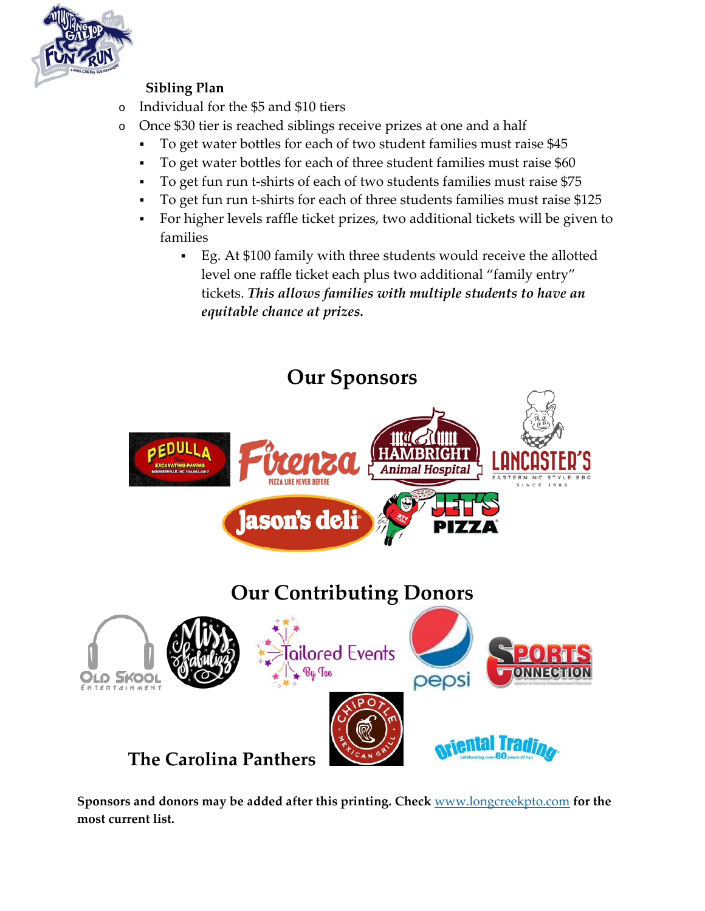**Sibling Plan**

- Individual for the $5 and $10 tiers
- Once $30 tier is reached siblings receive prizes at one and a half
  - To get water bottles for each of two student families must raise $45
  - To get water bottles for each of three student families must raise $60
  - To get fun run t-shirts of each of two students families must raise $75
  - To get fun run t-shirts for each of three students families must raise $125
  - For higher levels raffle ticket prizes, two additional tickets will be given to families
    - Eg. At $100 family with three students would receive the allotted level one raffle ticket each plus two additional "family entry" tickets. ***This allows families with multiple students to have an equitable chance at prizes.***

## Our Sponsors

## Our Contributing Donors

The Carolina Panthers

**Sponsors and donors may be added after this printing. Check** [www.longcreekpto.com](http://www.longcreekpto.com) **for the most current list.**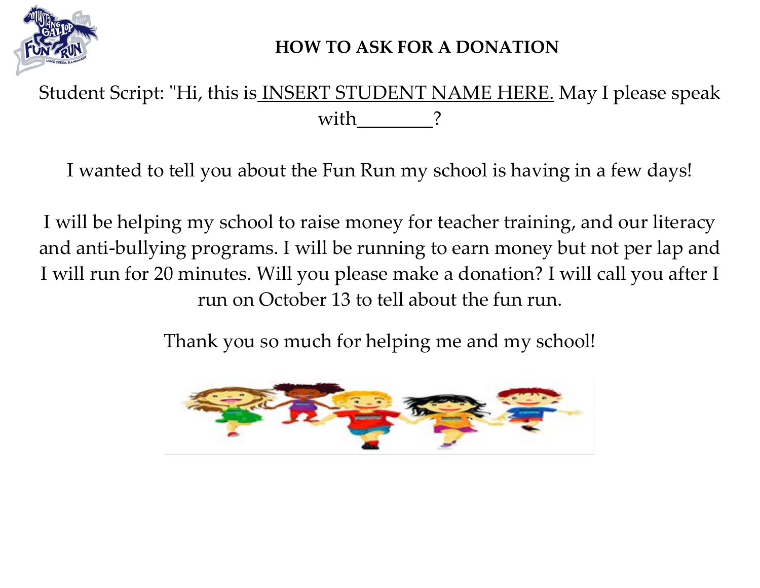## HOW TO ASK FOR A DONATION

Student Script: "Hi, this is INSERT STUDENT NAME HERE. May I please speak with________?

I wanted to tell you about the Fun Run my school is having in a few days!

I will be helping my school to raise money for teacher training, and our literacy and anti-bullying programs. I will be running to earn money but not per lap and I will run for 20 minutes. Will you please make a donation? I will call you after I run on October 13 to tell about the fun run.

Thank you so much for helping me and my school!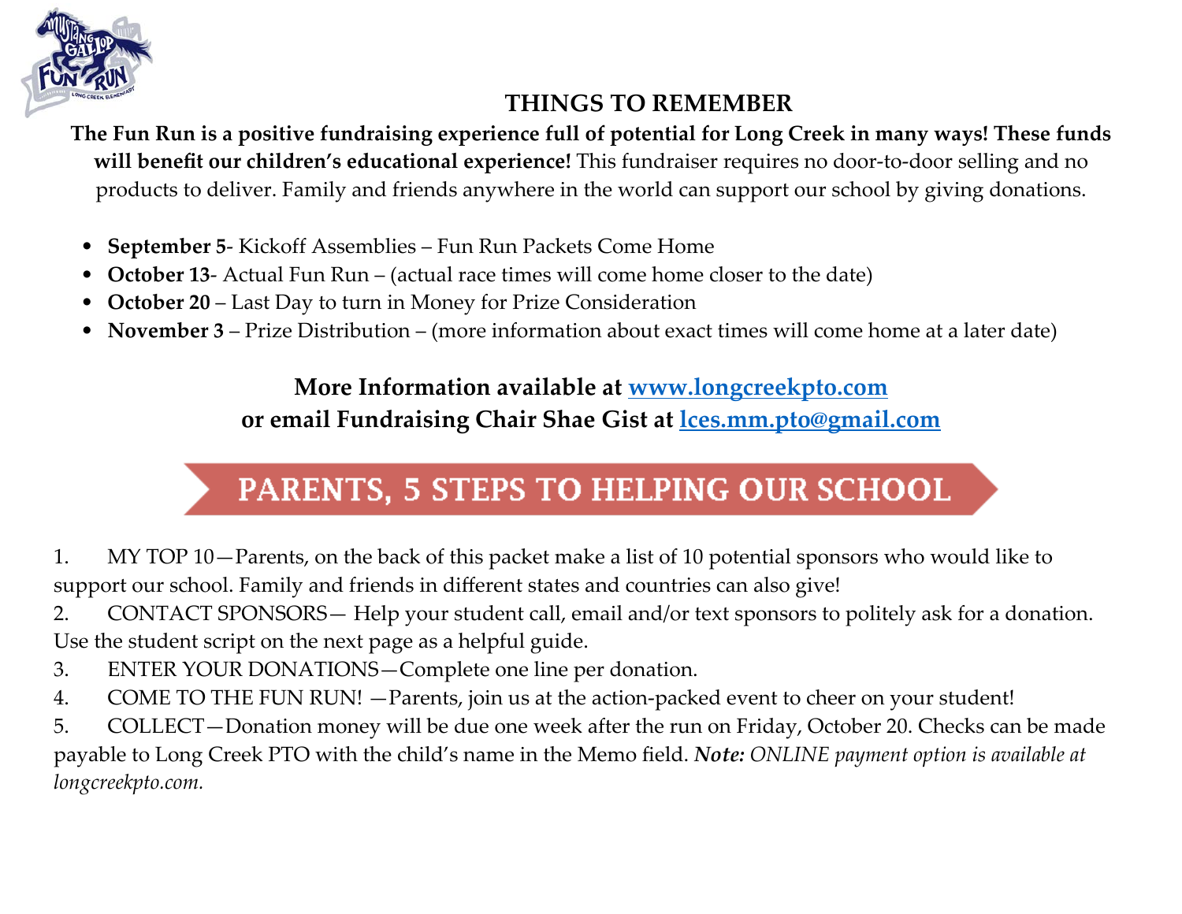## THINGS TO REMEMBER

**The Fun Run is a positive fundraising experience full of potential for Long Creek in many ways! These funds will benefit our children's educational experience!** This fundraiser requires no door-to-door selling and no products to deliver. Family and friends anywhere in the world can support our school by giving donations.

- **September 5**- Kickoff Assemblies – Fun Run Packets Come Home
- **October 13**- Actual Fun Run – (actual race times will come home closer to the date)
- **October 20** – Last Day to turn in Money for Prize Consideration
- **November 3** – Prize Distribution – (more information about exact times will come home at a later date)

**More Information available at www.longcreekpto.com**
**or email Fundraising Chair Shae Gist at lces.mm.pto@gmail.com**

## PARENTS, 5 STEPS TO HELPING OUR SCHOOL

1. MY TOP 10—Parents, on the back of this packet make a list of 10 potential sponsors who would like to support our school. Family and friends in different states and countries can also give!
2. CONTACT SPONSORS— Help your student call, email and/or text sponsors to politely ask for a donation. Use the student script on the next page as a helpful guide.
3. ENTER YOUR DONATIONS—Complete one line per donation.
4. COME TO THE FUN RUN! —Parents, join us at the action-packed event to cheer on your student!
5. COLLECT—Donation money will be due one week after the run on Friday, October 20. Checks can be made payable to Long Creek PTO with the child's name in the Memo field. ***Note:*** *ONLINE payment option is available at longcreekpto.com.*